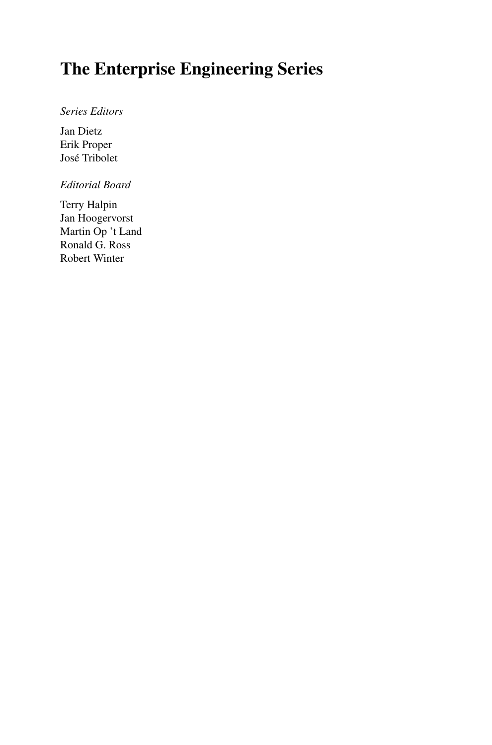# The Enterprise Engineering Series

*Series Editors*

Jan Dietz
Erik Proper
José Tribolet

*Editorial Board*

Terry Halpin
Jan Hoogervorst
Martin Op 't Land
Ronald G. Ross
Robert Winter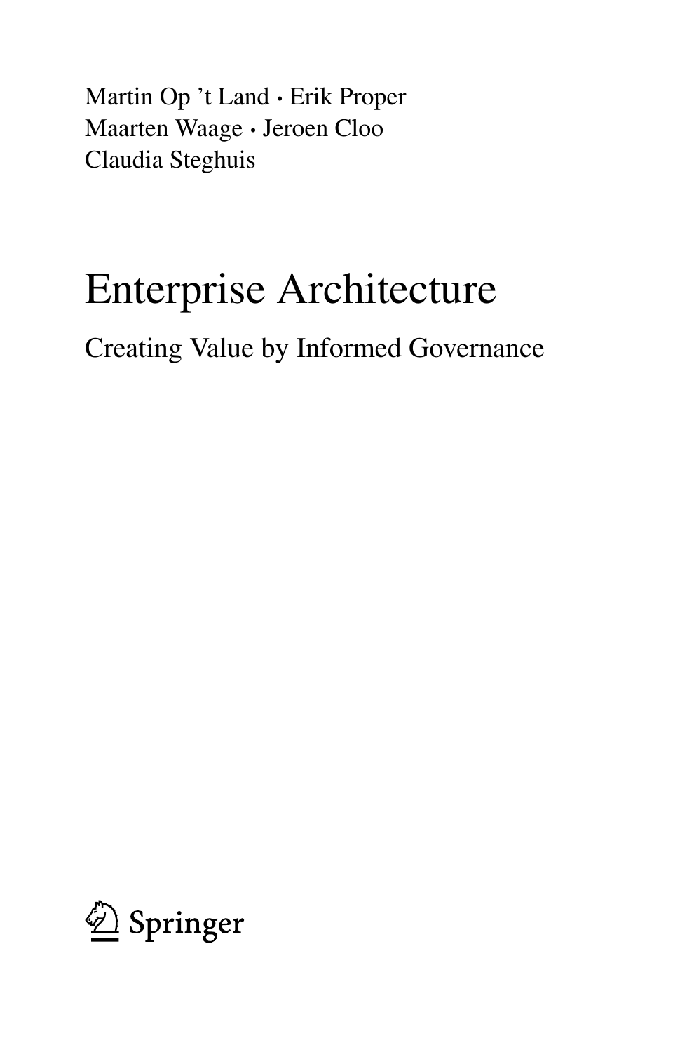Martin Op ’t Land • Erik Proper
Maarten Waage • Jeroen Cloo
Claudia Steghuis

# Enterprise Architecture

## Creating Value by Informed Governance

Springer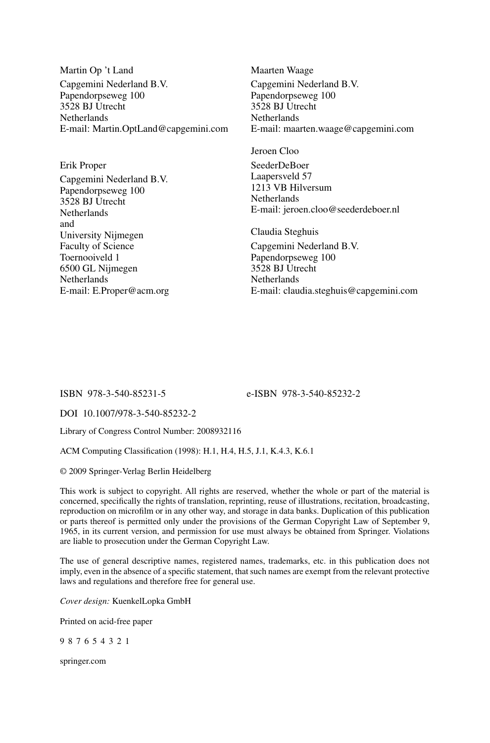Martin Op 't Land
Capgemini Nederland B.V.
Papendorpseweg 100
3528 BJ Utrecht
Netherlands
E-mail: Martin.OptLand@capgemini.com

Erik Proper
Capgemini Nederland B.V.
Papendorpseweg 100
3528 BJ Utrecht
Netherlands
and
University Nijmegen
Faculty of Science
Toernooiveld 1
6500 GL Nijmegen
Netherlands
E-mail: E.Proper@acm.org

Maarten Waage
Capgemini Nederland B.V.
Papendorpseweg 100
3528 BJ Utrecht
Netherlands
E-mail: maarten.waage@capgemini.com

Jeroen Cloo
SeederDeBoer
Laapersveld 57
1213 VB Hilversum
Netherlands
E-mail: jeroen.cloo@seederdeboer.nl

Claudia Steghuis
Capgemini Nederland B.V.
Papendorpseweg 100
3528 BJ Utrecht
Netherlands
E-mail: claudia.steghuis@capgemini.com

ISBN 978-3-540-85231-5 e-ISBN 978-3-540-85232-2

DOI 10.1007/978-3-540-85232-2

Library of Congress Control Number: 2008932116

ACM Computing Classification (1998): H.1, H.4, H.5, J.1, K.4.3, K.6.1

© 2009 Springer-Verlag Berlin Heidelberg

This work is subject to copyright. All rights are reserved, whether the whole or part of the material is concerned, specifically the rights of translation, reprinting, reuse of illustrations, recitation, broadcasting, reproduction on microfilm or in any other way, and storage in data banks. Duplication of this publication or parts thereof is permitted only under the provisions of the German Copyright Law of September 9, 1965, in its current version, and permission for use must always be obtained from Springer. Violations are liable to prosecution under the German Copyright Law.

The use of general descriptive names, registered names, trademarks, etc. in this publication does not imply, even in the absence of a specific statement, that such names are exempt from the relevant protective laws and regulations and therefore free for general use.

*Cover design:* KuenkelLopka GmbH

Printed on acid-free paper

9 8 7 6 5 4 3 2 1

springer.com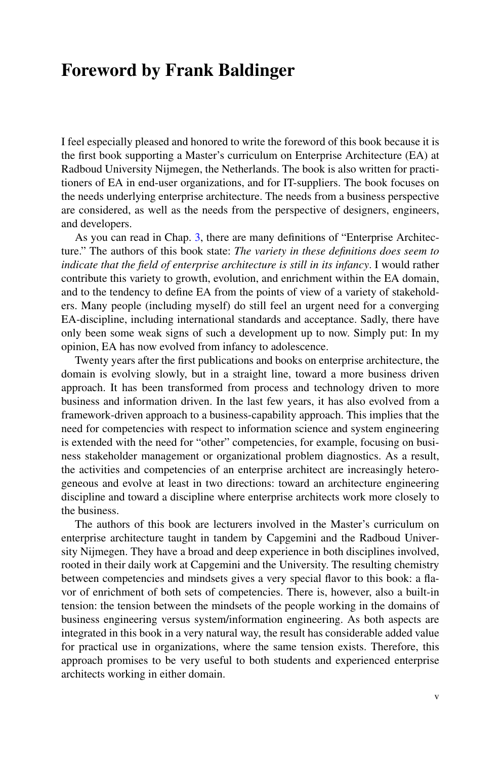# Foreword by Frank Baldinger

I feel especially pleased and honored to write the foreword of this book because it is the first book supporting a Master's curriculum on Enterprise Architecture (EA) at Radboud University Nijmegen, the Netherlands. The book is also written for practitioners of EA in end-user organizations, and for IT-suppliers. The book focuses on the needs underlying enterprise architecture. The needs from a business perspective are considered, as well as the needs from the perspective of designers, engineers, and developers.

As you can read in Chap. 3, there are many definitions of "Enterprise Architecture." The authors of this book state: *The variety in these definitions does seem to indicate that the field of enterprise architecture is still in its infancy*. I would rather contribute this variety to growth, evolution, and enrichment within the EA domain, and to the tendency to define EA from the points of view of a variety of stakeholders. Many people (including myself) do still feel an urgent need for a converging EA-discipline, including international standards and acceptance. Sadly, there have only been some weak signs of such a development up to now. Simply put: In my opinion, EA has now evolved from infancy to adolescence.

Twenty years after the first publications and books on enterprise architecture, the domain is evolving slowly, but in a straight line, toward a more business driven approach. It has been transformed from process and technology driven to more business and information driven. In the last few years, it has also evolved from a framework-driven approach to a business-capability approach. This implies that the need for competencies with respect to information science and system engineering is extended with the need for "other" competencies, for example, focusing on business stakeholder management or organizational problem diagnostics. As a result, the activities and competencies of an enterprise architect are increasingly heterogeneous and evolve at least in two directions: toward an architecture engineering discipline and toward a discipline where enterprise architects work more closely to the business.

The authors of this book are lecturers involved in the Master's curriculum on enterprise architecture taught in tandem by Capgemini and the Radboud University Nijmegen. They have a broad and deep experience in both disciplines involved, rooted in their daily work at Capgemini and the University. The resulting chemistry between competencies and mindsets gives a very special flavor to this book: a flavor of enrichment of both sets of competencies. There is, however, also a built-in tension: the tension between the mindsets of the people working in the domains of business engineering versus system/information engineering. As both aspects are integrated in this book in a very natural way, the result has considerable added value for practical use in organizations, where the same tension exists. Therefore, this approach promises to be very useful to both students and experienced enterprise architects working in either domain.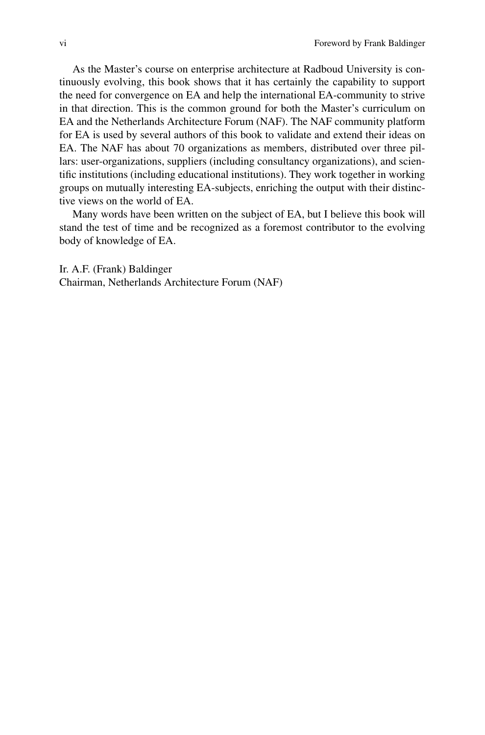As the Master's course on enterprise architecture at Radboud University is continuously evolving, this book shows that it has certainly the capability to support the need for convergence on EA and help the international EA-community to strive in that direction. This is the common ground for both the Master's curriculum on EA and the Netherlands Architecture Forum (NAF). The NAF community platform for EA is used by several authors of this book to validate and extend their ideas on EA. The NAF has about 70 organizations as members, distributed over three pillars: user-organizations, suppliers (including consultancy organizations), and scientific institutions (including educational institutions). They work together in working groups on mutually interesting EA-subjects, enriching the output with their distinctive views on the world of EA.

Many words have been written on the subject of EA, but I believe this book will stand the test of time and be recognized as a foremost contributor to the evolving body of knowledge of EA.

Ir. A.F. (Frank) Baldinger
Chairman, Netherlands Architecture Forum (NAF)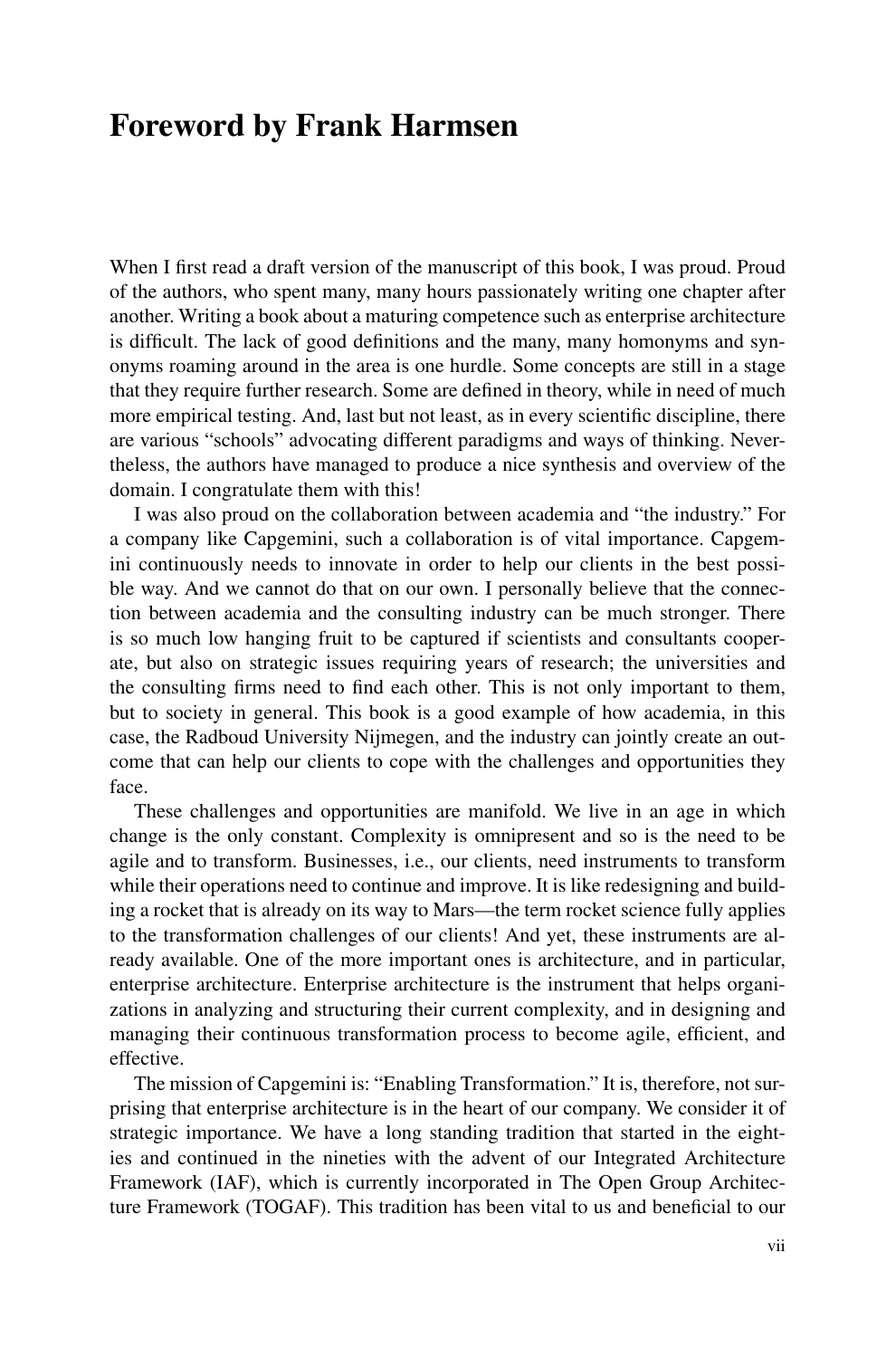# Foreword by Frank Harmsen

When I first read a draft version of the manuscript of this book, I was proud. Proud of the authors, who spent many, many hours passionately writing one chapter after another. Writing a book about a maturing competence such as enterprise architecture is difficult. The lack of good definitions and the many, many homonyms and synonyms roaming around in the area is one hurdle. Some concepts are still in a stage that they require further research. Some are defined in theory, while in need of much more empirical testing. And, last but not least, as in every scientific discipline, there are various "schools" advocating different paradigms and ways of thinking. Nevertheless, the authors have managed to produce a nice synthesis and overview of the domain. I congratulate them with this!

I was also proud on the collaboration between academia and "the industry." For a company like Capgemini, such a collaboration is of vital importance. Capgemini continuously needs to innovate in order to help our clients in the best possible way. And we cannot do that on our own. I personally believe that the connection between academia and the consulting industry can be much stronger. There is so much low hanging fruit to be captured if scientists and consultants cooperate, but also on strategic issues requiring years of research; the universities and the consulting firms need to find each other. This is not only important to them, but to society in general. This book is a good example of how academia, in this case, the Radboud University Nijmegen, and the industry can jointly create an outcome that can help our clients to cope with the challenges and opportunities they face.

These challenges and opportunities are manifold. We live in an age in which change is the only constant. Complexity is omnipresent and so is the need to be agile and to transform. Businesses, i.e., our clients, need instruments to transform while their operations need to continue and improve. It is like redesigning and building a rocket that is already on its way to Mars—the term rocket science fully applies to the transformation challenges of our clients! And yet, these instruments are already available. One of the more important ones is architecture, and in particular, enterprise architecture. Enterprise architecture is the instrument that helps organizations in analyzing and structuring their current complexity, and in designing and managing their continuous transformation process to become agile, efficient, and effective.

The mission of Capgemini is: "Enabling Transformation." It is, therefore, not surprising that enterprise architecture is in the heart of our company. We consider it of strategic importance. We have a long standing tradition that started in the eighties and continued in the nineties with the advent of our Integrated Architecture Framework (IAF), which is currently incorporated in The Open Group Architecture Framework (TOGAF). This tradition has been vital to us and beneficial to our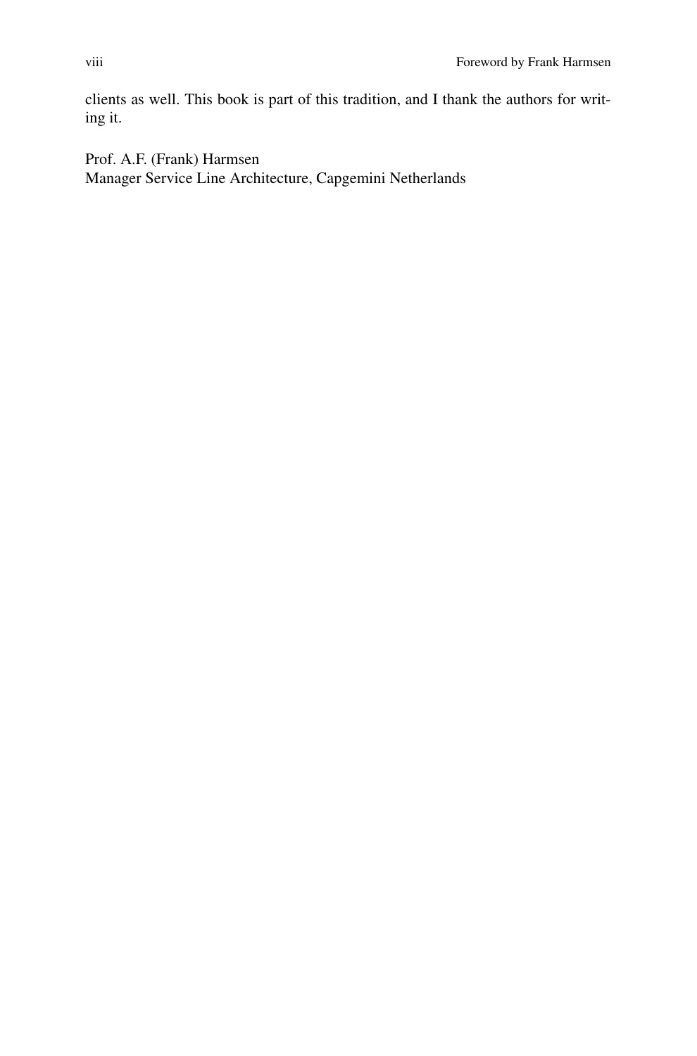clients as well. This book is part of this tradition, and I thank the authors for writing it.

Prof. A.F. (Frank) Harmsen
Manager Service Line Architecture, Capgemini Netherlands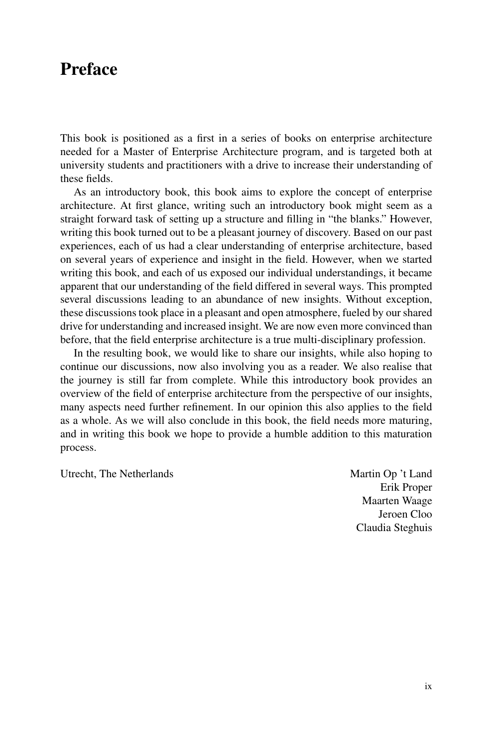# Preface

This book is positioned as a first in a series of books on enterprise architecture needed for a Master of Enterprise Architecture program, and is targeted both at university students and practitioners with a drive to increase their understanding of these fields.

As an introductory book, this book aims to explore the concept of enterprise architecture. At first glance, writing such an introductory book might seem as a straight forward task of setting up a structure and filling in "the blanks." However, writing this book turned out to be a pleasant journey of discovery. Based on our past experiences, each of us had a clear understanding of enterprise architecture, based on several years of experience and insight in the field. However, when we started writing this book, and each of us exposed our individual understandings, it became apparent that our understanding of the field differed in several ways. This prompted several discussions leading to an abundance of new insights. Without exception, these discussions took place in a pleasant and open atmosphere, fueled by our shared drive for understanding and increased insight. We are now even more convinced than before, that the field enterprise architecture is a true multi-disciplinary profession.

In the resulting book, we would like to share our insights, while also hoping to continue our discussions, now also involving you as a reader. We also realise that the journey is still far from complete. While this introductory book provides an overview of the field of enterprise architecture from the perspective of our insights, many aspects need further refinement. In our opinion this also applies to the field as a whole. As we will also conclude in this book, the field needs more maturing, and in writing this book we hope to provide a humble addition to this maturation process.

Utrecht, The Netherlands

Martin Op 't Land
Erik Proper
Maarten Waage
Jeroen Cloo
Claudia Steghuis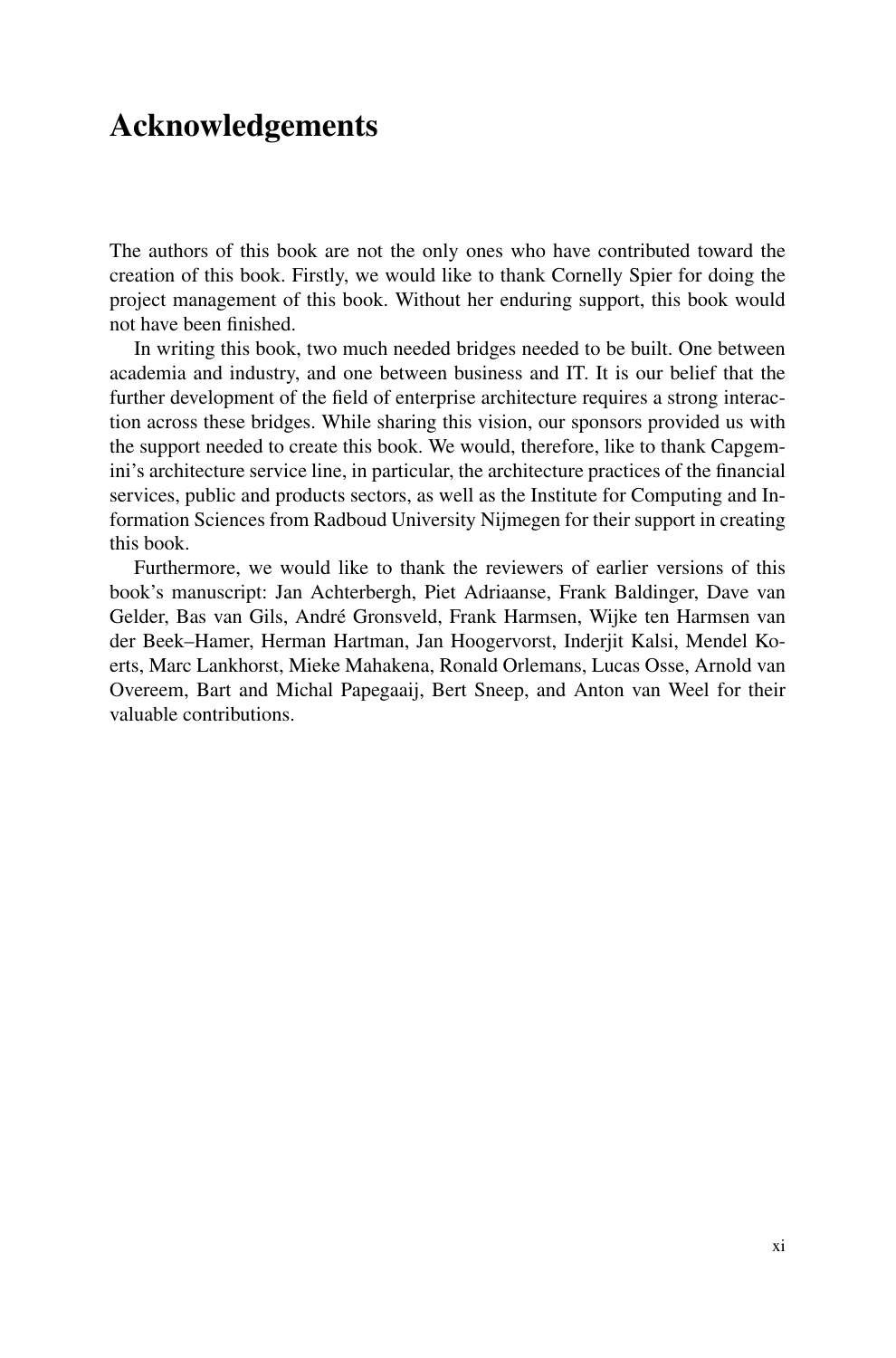# Acknowledgements

The authors of this book are not the only ones who have contributed toward the creation of this book. Firstly, we would like to thank Cornelly Spier for doing the project management of this book. Without her enduring support, this book would not have been finished.

In writing this book, two much needed bridges needed to be built. One between academia and industry, and one between business and IT. It is our belief that the further development of the field of enterprise architecture requires a strong interaction across these bridges. While sharing this vision, our sponsors provided us with the support needed to create this book. We would, therefore, like to thank Capgemini's architecture service line, in particular, the architecture practices of the financial services, public and products sectors, as well as the Institute for Computing and Information Sciences from Radboud University Nijmegen for their support in creating this book.

Furthermore, we would like to thank the reviewers of earlier versions of this book's manuscript: Jan Achterbergh, Piet Adriaanse, Frank Baldinger, Dave van Gelder, Bas van Gils, André Gronsveld, Frank Harmsen, Wijke ten Harmsen van der Beek–Hamer, Herman Hartman, Jan Hoogervorst, Inderjit Kalsi, Mendel Koerts, Marc Lankhorst, Mieke Mahakena, Ronald Orlemans, Lucas Osse, Arnold van Overeem, Bart and Michal Papegaaij, Bert Sneep, and Anton van Weel for their valuable contributions.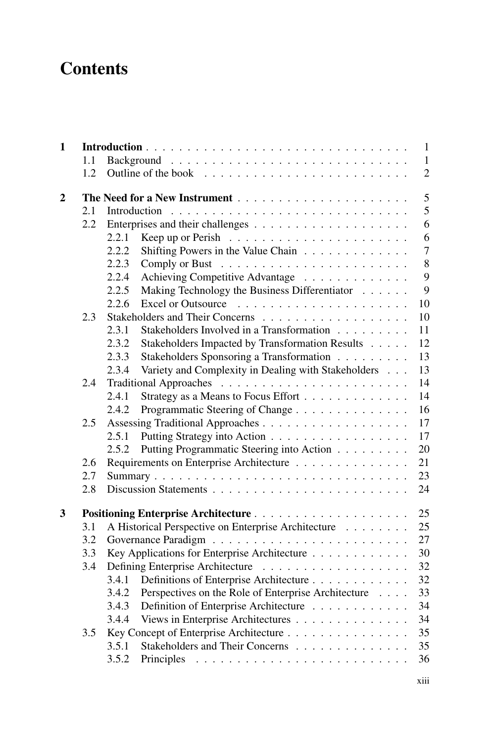# Contents

| | | | |
|---|---|---|---|
| **1** | **Introduction** | | **1** |
| | 1.1 | Background | 1 |
| | 1.2 | Outline of the book | 2 |
| **2** | **The Need for a New Instrument** | | **5** |
| | 2.1 | Introduction | 5 |
| | 2.2 | Enterprises and their challenges | 6 |
| | 2.2.1 | Keep up or Perish | 6 |
| | 2.2.2 | Shifting Powers in the Value Chain | 7 |
| | 2.2.3 | Comply or Bust | 8 |
| | 2.2.4 | Achieving Competitive Advantage | 9 |
| | 2.2.5 | Making Technology the Business Differentiator | 9 |
| | 2.2.6 | Excel or Outsource | 10 |
| | 2.3 | Stakeholders and Their Concerns | 10 |
| | 2.3.1 | Stakeholders Involved in a Transformation | 11 |
| | 2.3.2 | Stakeholders Impacted by Transformation Results | 12 |
| | 2.3.3 | Stakeholders Sponsoring a Transformation | 13 |
| | 2.3.4 | Variety and Complexity in Dealing with Stakeholders | 13 |
| | 2.4 | Traditional Approaches | 14 |
| | 2.4.1 | Strategy as a Means to Focus Effort | 14 |
| | 2.4.2 | Programmatic Steering of Change | 16 |
| | 2.5 | Assessing Traditional Approaches | 17 |
| | 2.5.1 | Putting Strategy into Action | 17 |
| | 2.5.2 | Putting Programmatic Steering into Action | 20 |
| | 2.6 | Requirements on Enterprise Architecture | 21 |
| | 2.7 | Summary | 23 |
| | 2.8 | Discussion Statements | 24 |
| **3** | **Positioning Enterprise Architecture** | | **25** |
| | 3.1 | A Historical Perspective on Enterprise Architecture | 25 |
| | 3.2 | Governance Paradigm | 27 |
| | 3.3 | Key Applications for Enterprise Architecture | 30 |
| | 3.4 | Defining Enterprise Architecture | 32 |
| | 3.4.1 | Definitions of Enterprise Architecture | 32 |
| | 3.4.2 | Perspectives on the Role of Enterprise Architecture | 33 |
| | 3.4.3 | Definition of Enterprise Architecture | 34 |
| | 3.4.4 | Views in Enterprise Architectures | 34 |
| | 3.5 | Key Concept of Enterprise Architecture | 35 |
| | 3.5.1 | Stakeholders and Their Concerns | 35 |
| | 3.5.2 | Principles | 36 |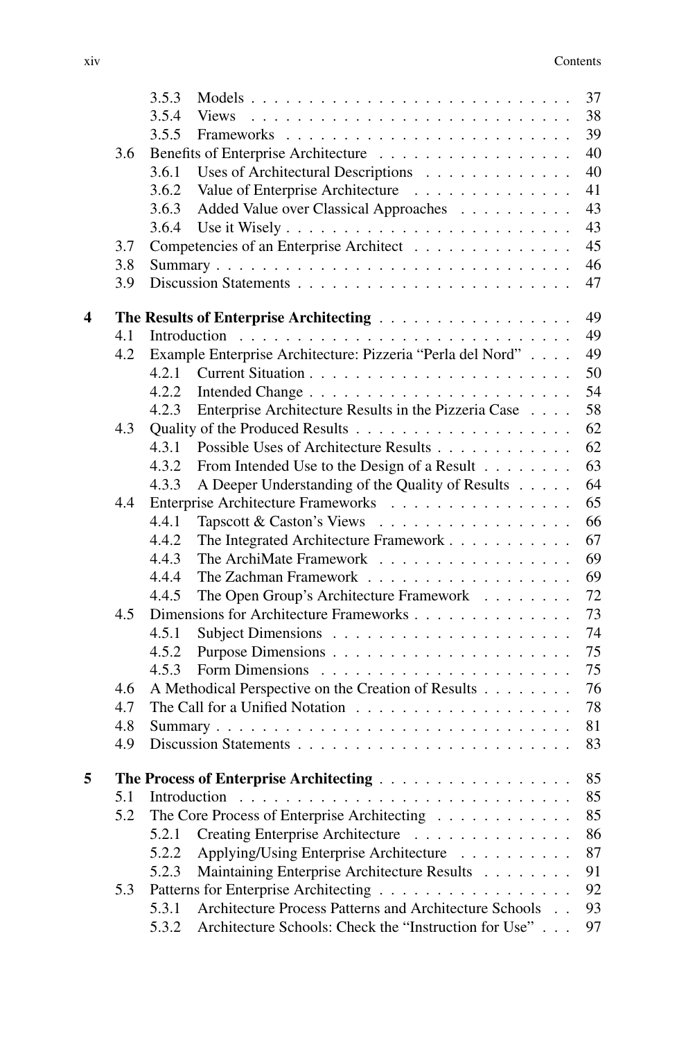3.5.3 Models . . . . . . . . . . . . . . . . . . . . . . . . . . . 37
3.5.4 Views . . . . . . . . . . . . . . . . . . . . . . . . . . . 38
3.5.5 Frameworks . . . . . . . . . . . . . . . . . . . . . . . . 39
3.6 Benefits of Enterprise Architecture . . . . . . . . . . . . . . . . 40
3.6.1 Uses of Architectural Descriptions . . . . . . . . . . . . . 40
3.6.2 Value of Enterprise Architecture . . . . . . . . . . . . . . 41
3.6.3 Added Value over Classical Approaches . . . . . . . . . . 43
3.6.4 Use it Wisely . . . . . . . . . . . . . . . . . . . . . . . . 43
3.7 Competencies of an Enterprise Architect . . . . . . . . . . . . . 45
3.8 Summary . . . . . . . . . . . . . . . . . . . . . . . . . . . . . . 46
3.9 Discussion Statements . . . . . . . . . . . . . . . . . . . . . . . 47

**4 The Results of Enterprise Architecting . . . . . . . . . . . . . . . . 49**
4.1 Introduction . . . . . . . . . . . . . . . . . . . . . . . . . . . . 49
4.2 Example Enterprise Architecture: Pizzeria "Perla del Nord" . . . . 49
4.2.1 Current Situation . . . . . . . . . . . . . . . . . . . . . . 50
4.2.2 Intended Change . . . . . . . . . . . . . . . . . . . . . . 54
4.2.3 Enterprise Architecture Results in the Pizzeria Case . . . . 58
4.3 Quality of the Produced Results . . . . . . . . . . . . . . . . . . 62
4.3.1 Possible Uses of Architecture Results . . . . . . . . . . . . 62
4.3.2 From Intended Use to the Design of a Result . . . . . . . . 63
4.3.3 A Deeper Understanding of the Quality of Results . . . . . 64
4.4 Enterprise Architecture Frameworks . . . . . . . . . . . . . . . . 65
4.4.1 Tapscott & Caston's Views . . . . . . . . . . . . . . . . . 66
4.4.2 The Integrated Architecture Framework . . . . . . . . . . . 67
4.4.3 The ArchiMate Framework . . . . . . . . . . . . . . . . . 69
4.4.4 The Zachman Framework . . . . . . . . . . . . . . . . . . 69
4.4.5 The Open Group's Architecture Framework . . . . . . . . 72
4.5 Dimensions for Architecture Frameworks . . . . . . . . . . . . . 73
4.5.1 Subject Dimensions . . . . . . . . . . . . . . . . . . . . . 74
4.5.2 Purpose Dimensions . . . . . . . . . . . . . . . . . . . . . 75
4.5.3 Form Dimensions . . . . . . . . . . . . . . . . . . . . . . 75
4.6 A Methodical Perspective on the Creation of Results . . . . . . . . 76
4.7 The Call for a Unified Notation . . . . . . . . . . . . . . . . . . 78
4.8 Summary . . . . . . . . . . . . . . . . . . . . . . . . . . . . . . 81
4.9 Discussion Statements . . . . . . . . . . . . . . . . . . . . . . . 83

**5 The Process of Enterprise Architecting . . . . . . . . . . . . . . . . 85**
5.1 Introduction . . . . . . . . . . . . . . . . . . . . . . . . . . . . 85
5.2 The Core Process of Enterprise Architecting . . . . . . . . . . . . 85
5.2.1 Creating Enterprise Architecture . . . . . . . . . . . . . . 86
5.2.2 Applying/Using Enterprise Architecture . . . . . . . . . . 87
5.2.3 Maintaining Enterprise Architecture Results . . . . . . . . 91
5.3 Patterns for Enterprise Architecting . . . . . . . . . . . . . . . . 92
5.3.1 Architecture Process Patterns and Architecture Schools . . 93
5.3.2 Architecture Schools: Check the "Instruction for Use" . . . 97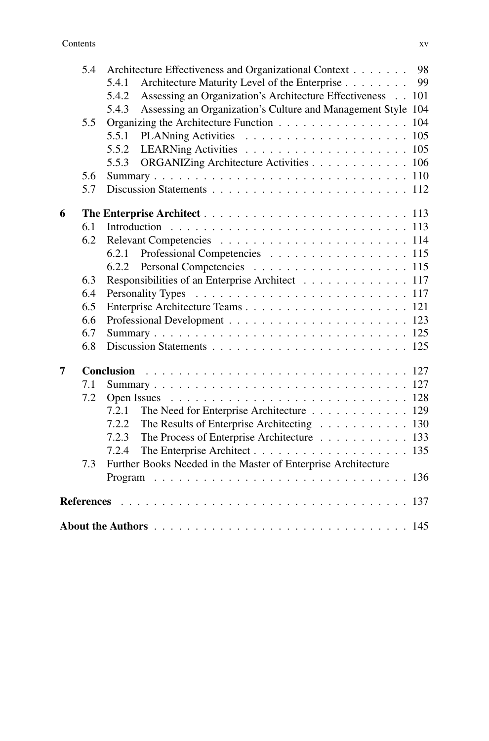- 5.4 Architecture Effectiveness and Organizational Context . . . . . . . 98
  - 5.4.1 Architecture Maturity Level of the Enterprise . . . . . . . . 99
  - 5.4.2 Assessing an Organization's Architecture Effectiveness . . 101
  - 5.4.3 Assessing an Organization's Culture and Management Style 104
- 5.5 Organizing the Architecture Function . . . . . . . . . . . . . . . . 104
  - 5.5.1 PLANning Activities . . . . . . . . . . . . . . . . . . . . 105
  - 5.5.2 LEARNing Activities . . . . . . . . . . . . . . . . . . . . 105
  - 5.5.3 ORGANIZing Architecture Activities . . . . . . . . . . . . 106
- 5.6 Summary . . . . . . . . . . . . . . . . . . . . . . . . . . . . . . . 110
- 5.7 Discussion Statements . . . . . . . . . . . . . . . . . . . . . . . . 112

**6 The Enterprise Architect** . . . . . . . . . . . . . . . . . . . . . . . . 113
- 6.1 Introduction . . . . . . . . . . . . . . . . . . . . . . . . . . . . . 113
- 6.2 Relevant Competencies . . . . . . . . . . . . . . . . . . . . . . . 114
  - 6.2.1 Professional Competencies . . . . . . . . . . . . . . . . . 115
  - 6.2.2 Personal Competencies . . . . . . . . . . . . . . . . . . . 115
- 6.3 Responsibilities of an Enterprise Architect . . . . . . . . . . . . . 117
- 6.4 Personality Types . . . . . . . . . . . . . . . . . . . . . . . . . . 117
- 6.5 Enterprise Architecture Teams . . . . . . . . . . . . . . . . . . . . 121
- 6.6 Professional Development . . . . . . . . . . . . . . . . . . . . . . 123
- 6.7 Summary . . . . . . . . . . . . . . . . . . . . . . . . . . . . . . . 125
- 6.8 Discussion Statements . . . . . . . . . . . . . . . . . . . . . . . . 125

**7 Conclusion** . . . . . . . . . . . . . . . . . . . . . . . . . . . . . . . 127
- 7.1 Summary . . . . . . . . . . . . . . . . . . . . . . . . . . . . . . . 127
- 7.2 Open Issues . . . . . . . . . . . . . . . . . . . . . . . . . . . . . 128
  - 7.2.1 The Need for Enterprise Architecture . . . . . . . . . . . . 129
  - 7.2.2 The Results of Enterprise Architecting . . . . . . . . . . . 130
  - 7.2.3 The Process of Enterprise Architecture . . . . . . . . . . . 133
  - 7.2.4 The Enterprise Architect . . . . . . . . . . . . . . . . . . . 135
- 7.3 Further Books Needed in the Master of Enterprise Architecture Program . . . . . . . . . . . . . . . . . . . . . . . . . . . . . . . 136

**References** . . . . . . . . . . . . . . . . . . . . . . . . . . . . . . . . . 137

**About the Authors** . . . . . . . . . . . . . . . . . . . . . . . . . . . . . 145